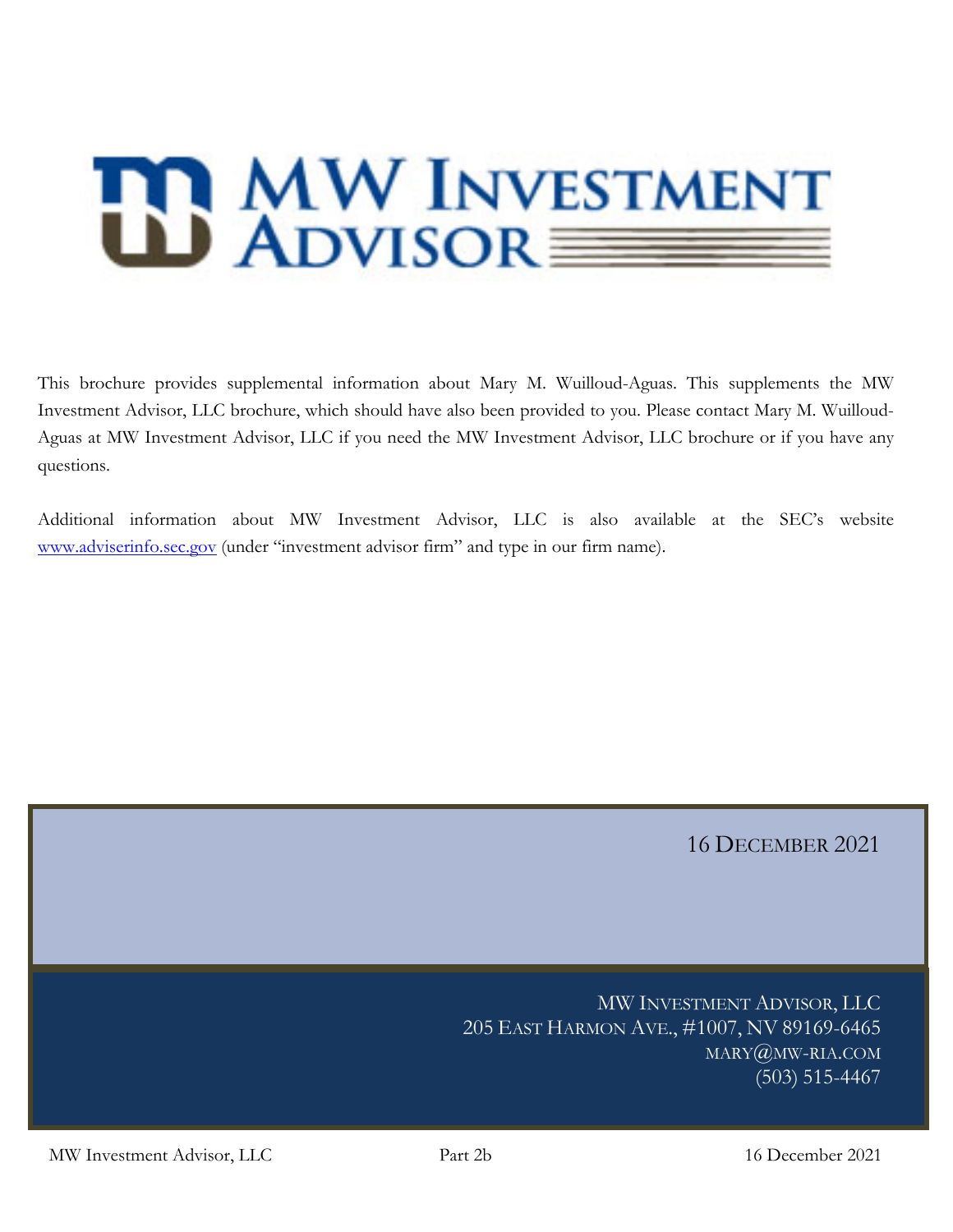# MW Investment Advisor

This brochure provides supplemental information about Mary M. Wuilloud-Aguas. This supplements the MW Investment Advisor, LLC brochure, which should have also been provided to you. Please contact Mary M. Wuilloud-Aguas at MW Investment Advisor, LLC if you need the MW Investment Advisor, LLC brochure or if you have any questions.

Additional information about MW Investment Advisor, LLC is also available at the SEC's website [www.adviserinfo.sec.gov](http://www.adviserinfo.sec.gov) (under "investment advisor firm" and type in our firm name).

16 DECEMBER 2021

MW INVESTMENT ADVISOR, LLC
205 EAST HARMON AVE., #1007, NV 89169-6465
MARY@MW-RIA.COM
(503) 515-4467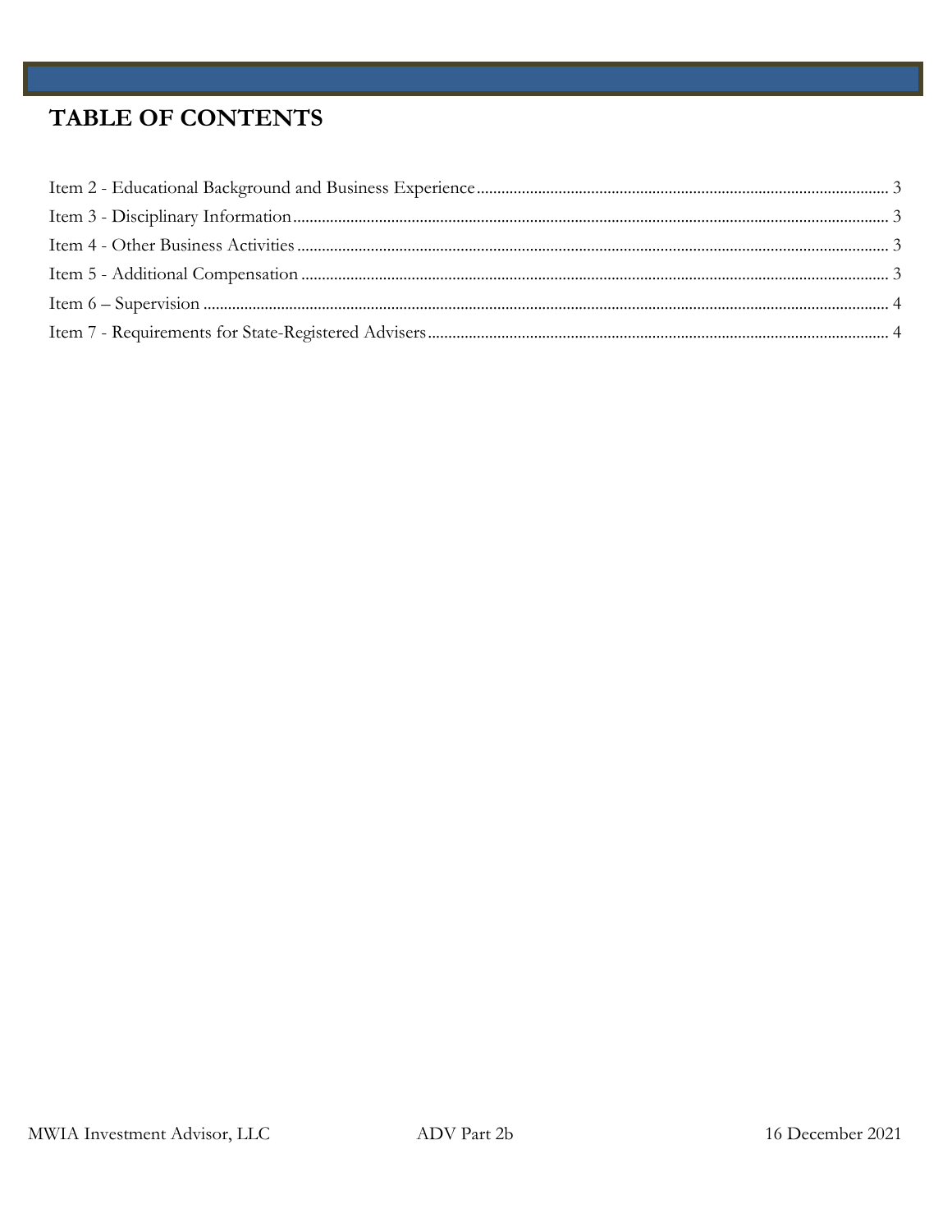# TABLE OF CONTENTS

Item 2 - Educational Background and Business Experience .......... 3
Item 3 - Disciplinary Information .......... 3
Item 4 - Other Business Activities .......... 3
Item 5 - Additional Compensation .......... 3
Item 6 – Supervision .......... 4
Item 7 - Requirements for State-Registered Advisers .......... 4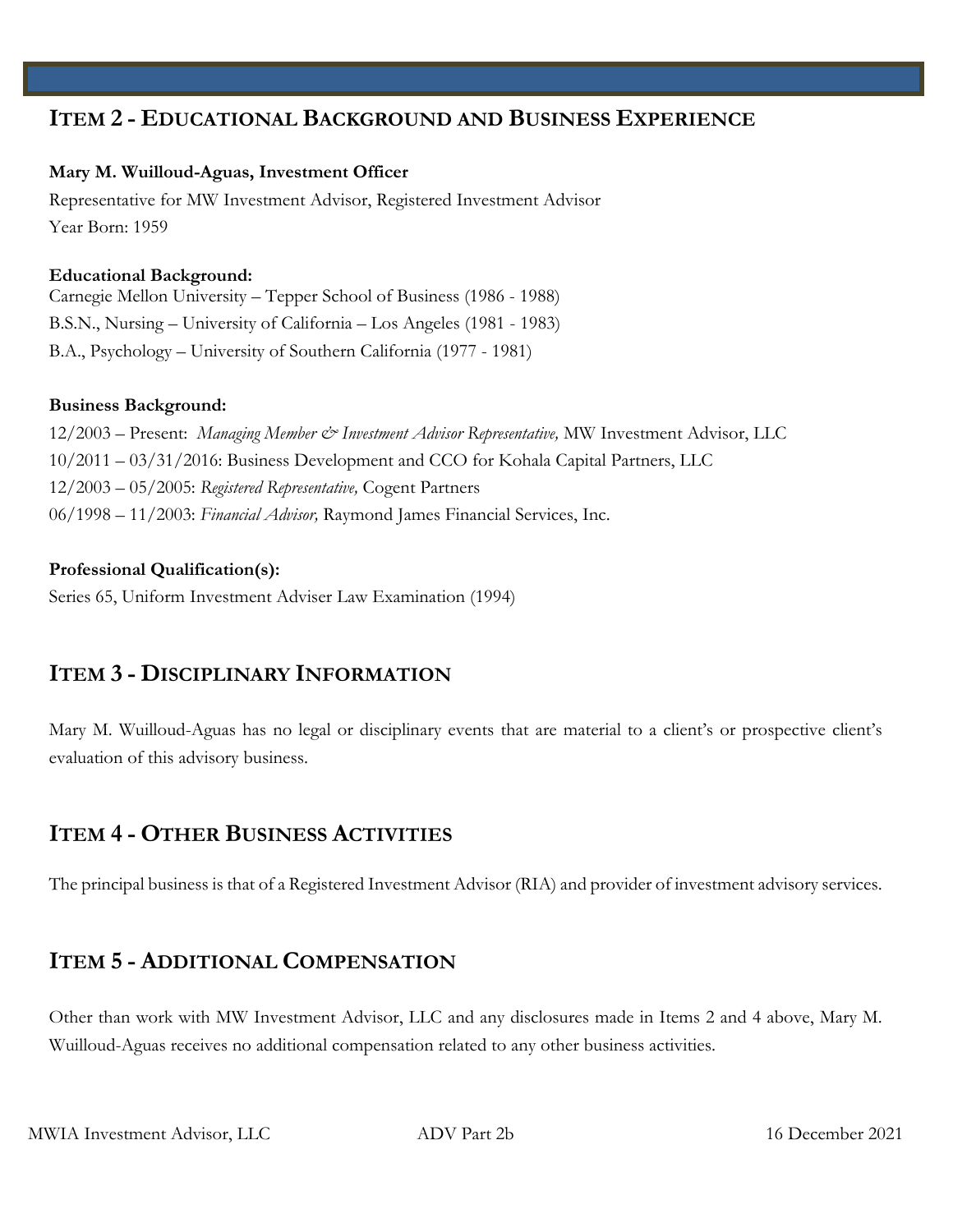## ITEM 2 - EDUCATIONAL BACKGROUND AND BUSINESS EXPERIENCE

**Mary M. Wuilloud-Aguas, Investment Officer**

Representative for MW Investment Advisor, Registered Investment Advisor

Year Born: 1959

**Educational Background:**

Carnegie Mellon University – Tepper School of Business (1986 - 1988)

B.S.N., Nursing – University of California – Los Angeles (1981 - 1983)

B.A., Psychology – University of Southern California (1977 - 1981)

**Business Background:**

12/2003 – Present: *Managing Member & Investment Advisor Representative,* MW Investment Advisor, LLC

10/2011 – 03/31/2016: Business Development and CCO for Kohala Capital Partners, LLC

12/2003 – 05/2005: *Registered Representative,* Cogent Partners

06/1998 – 11/2003: *Financial Advisor,* Raymond James Financial Services, Inc.

**Professional Qualification(s):**

Series 65, Uniform Investment Adviser Law Examination (1994)

## ITEM 3 - DISCIPLINARY INFORMATION

Mary M. Wuilloud-Aguas has no legal or disciplinary events that are material to a client's or prospective client's evaluation of this advisory business.

## ITEM 4 - OTHER BUSINESS ACTIVITIES

The principal business is that of a Registered Investment Advisor (RIA) and provider of investment advisory services.

## ITEM 5 - ADDITIONAL COMPENSATION

Other than work with MW Investment Advisor, LLC and any disclosures made in Items 2 and 4 above, Mary M. Wuilloud-Aguas receives no additional compensation related to any other business activities.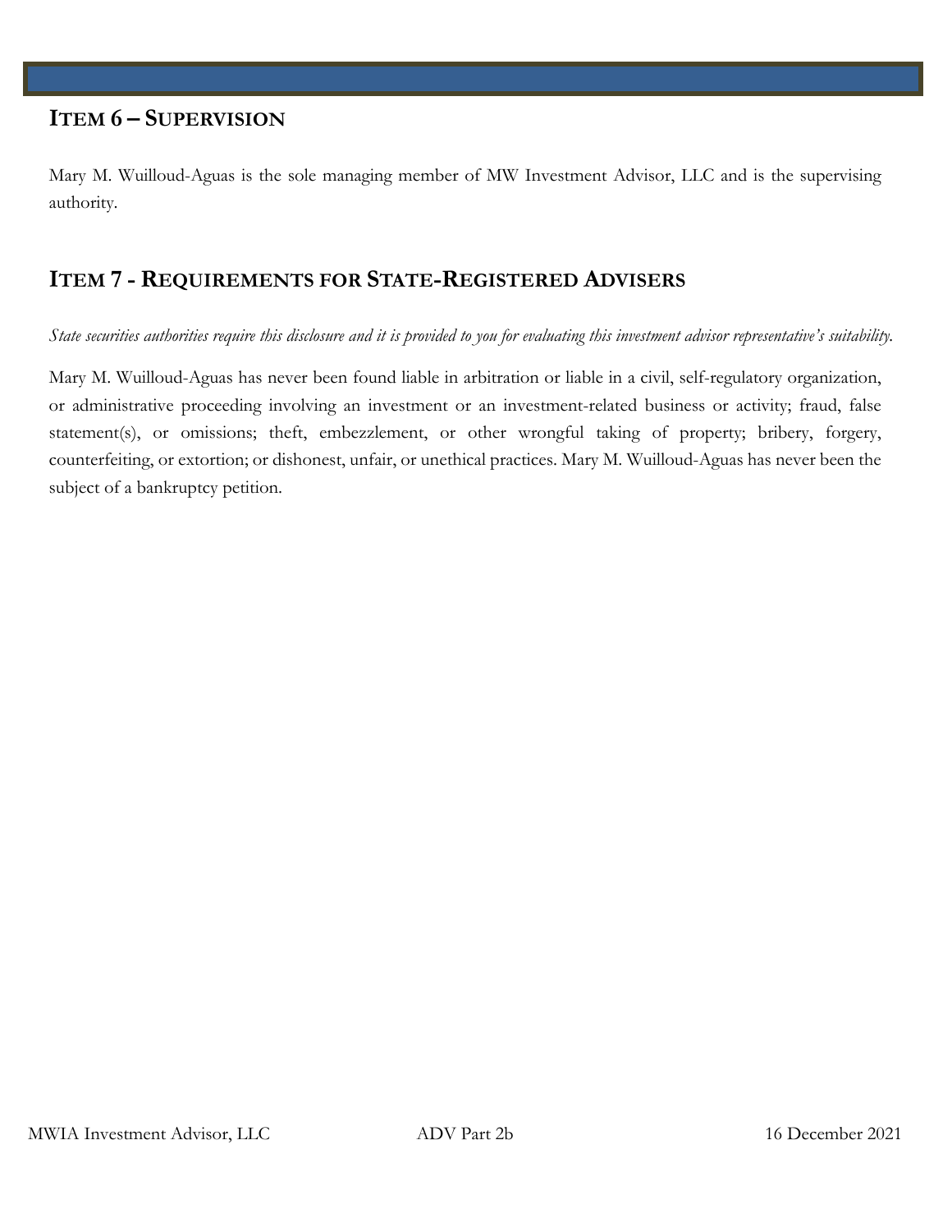## ITEM 6 – SUPERVISION

Mary M. Wuilloud-Aguas is the sole managing member of MW Investment Advisor, LLC and is the supervising authority.

## ITEM 7 - REQUIREMENTS FOR STATE-REGISTERED ADVISERS

*State securities authorities require this disclosure and it is provided to you for evaluating this investment advisor representative's suitability.*

Mary M. Wuilloud-Aguas has never been found liable in arbitration or liable in a civil, self-regulatory organization, or administrative proceeding involving an investment or an investment-related business or activity; fraud, false statement(s), or omissions; theft, embezzlement, or other wrongful taking of property; bribery, forgery, counterfeiting, or extortion; or dishonest, unfair, or unethical practices. Mary M. Wuilloud-Aguas has never been the subject of a bankruptcy petition.